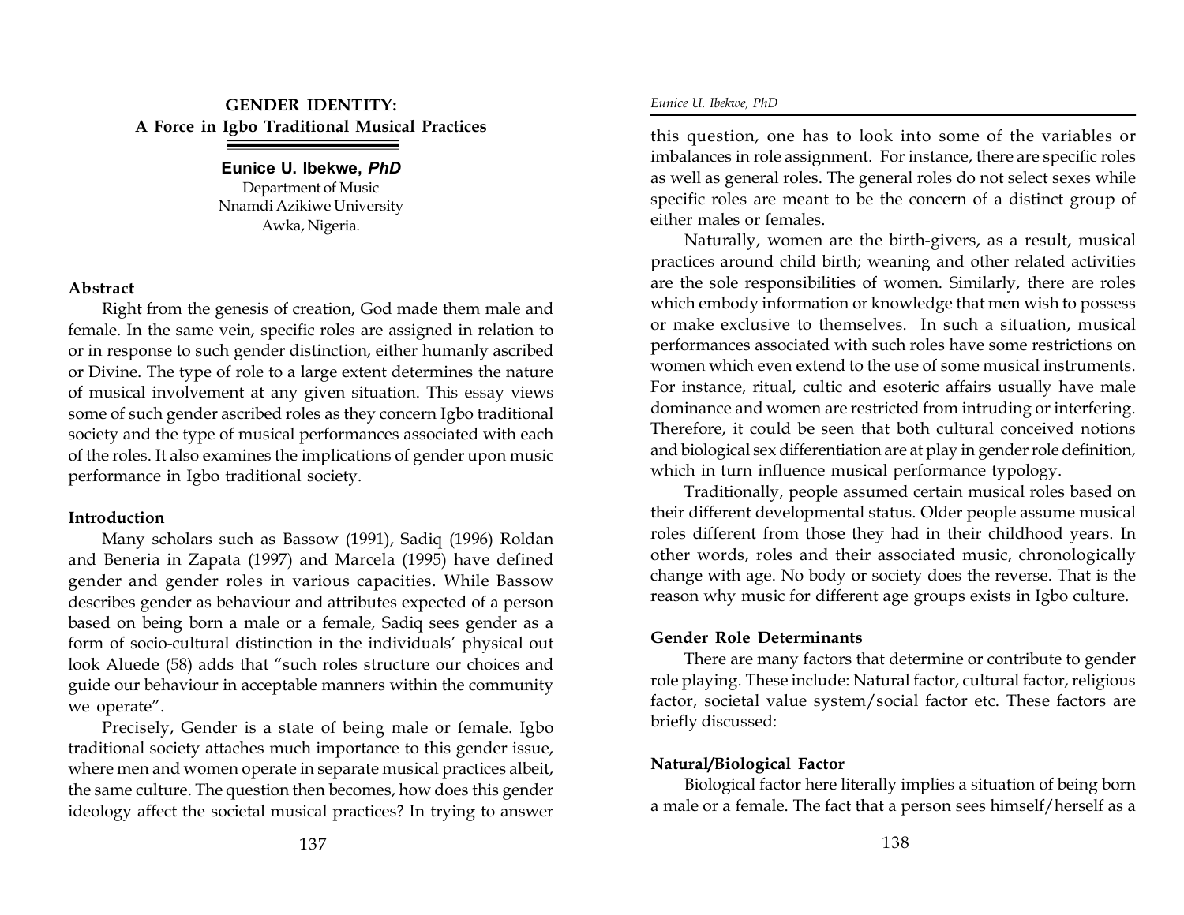# GENDER IDENTITY:
## A Force in Igbo Traditional Musical Practices

**Eunice U. Ibekwe, *PhD***
Department of Music
Nnamdi Azikiwe University
Awka, Nigeria.

### Abstract

Right from the genesis of creation, God made them male and female. In the same vein, specific roles are assigned in relation to or in response to such gender distinction, either humanly ascribed or Divine. The type of role to a large extent determines the nature of musical involvement at any given situation. This essay views some of such gender ascribed roles as they concern Igbo traditional society and the type of musical performances associated with each of the roles. It also examines the implications of gender upon music performance in Igbo traditional society.

### Introduction

Many scholars such as Bassow (1991), Sadiq (1996) Roldan and Beneria in Zapata (1997) and Marcela (1995) have defined gender and gender roles in various capacities. While Bassow describes gender as behaviour and attributes expected of a person based on being born a male or a female, Sadiq sees gender as a form of socio-cultural distinction in the individuals' physical out look Aluede (58) adds that "such roles structure our choices and guide our behaviour in acceptable manners within the community we operate".

Precisely, Gender is a state of being male or female. Igbo traditional society attaches much importance to this gender issue, where men and women operate in separate musical practices albeit, the same culture. The question then becomes, how does this gender ideology affect the societal musical practices? In trying to answer this question, one has to look into some of the variables or imbalances in role assignment. For instance, there are specific roles as well as general roles. The general roles do not select sexes while specific roles are meant to be the concern of a distinct group of either males or females.

Naturally, women are the birth-givers, as a result, musical practices around child birth; weaning and other related activities are the sole responsibilities of women. Similarly, there are roles which embody information or knowledge that men wish to possess or make exclusive to themselves. In such a situation, musical performances associated with such roles have some restrictions on women which even extend to the use of some musical instruments. For instance, ritual, cultic and esoteric affairs usually have male dominance and women are restricted from intruding or interfering. Therefore, it could be seen that both cultural conceived notions and biological sex differentiation are at play in gender role definition, which in turn influence musical performance typology.

Traditionally, people assumed certain musical roles based on their different developmental status. Older people assume musical roles different from those they had in their childhood years. In other words, roles and their associated music, chronologically change with age. No body or society does the reverse. That is the reason why music for different age groups exists in Igbo culture.

### Gender Role Determinants

There are many factors that determine or contribute to gender role playing. These include: Natural factor, cultural factor, religious factor, societal value system/social factor etc. These factors are briefly discussed:

### Natural/Biological Factor

Biological factor here literally implies a situation of being born a male or a female. The fact that a person sees himself/herself as a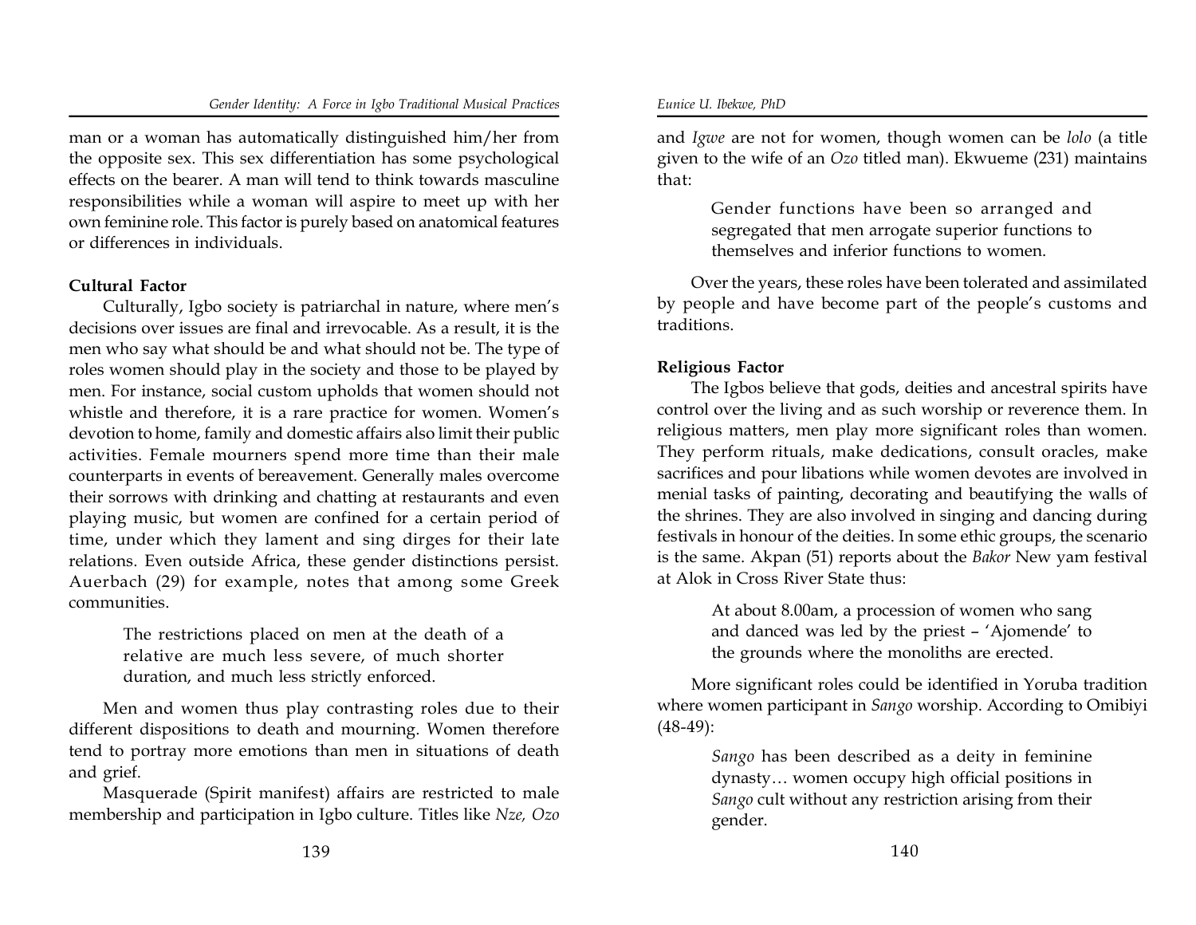man or a woman has automatically distinguished him/her from the opposite sex. This sex differentiation has some psychological effects on the bearer. A man will tend to think towards masculine responsibilities while a woman will aspire to meet up with her own feminine role. This factor is purely based on anatomical features or differences in individuals.

**Cultural Factor**

Culturally, Igbo society is patriarchal in nature, where men's decisions over issues are final and irrevocable. As a result, it is the men who say what should be and what should not be. The type of roles women should play in the society and those to be played by men. For instance, social custom upholds that women should not whistle and therefore, it is a rare practice for women. Women's devotion to home, family and domestic affairs also limit their public activities. Female mourners spend more time than their male counterparts in events of bereavement. Generally males overcome their sorrows with drinking and chatting at restaurants and even playing music, but women are confined for a certain period of time, under which they lament and sing dirges for their late relations. Even outside Africa, these gender distinctions persist. Auerbach (29) for example, notes that among some Greek communities.

> The restrictions placed on men at the death of a relative are much less severe, of much shorter duration, and much less strictly enforced.

Men and women thus play contrasting roles due to their different dispositions to death and mourning. Women therefore tend to portray more emotions than men in situations of death and grief.

Masquerade (Spirit manifest) affairs are restricted to male membership and participation in Igbo culture. Titles like *Nze, Ozo* and *Igwe* are not for women, though women can be *lolo* (a title given to the wife of an *Ozo* titled man). Ekwueme (231) maintains that:

> Gender functions have been so arranged and segregated that men arrogate superior functions to themselves and inferior functions to women.

Over the years, these roles have been tolerated and assimilated by people and have become part of the people's customs and traditions.

**Religious Factor**

The Igbos believe that gods, deities and ancestral spirits have control over the living and as such worship or reverence them. In religious matters, men play more significant roles than women. They perform rituals, make dedications, consult oracles, make sacrifices and pour libations while women devotes are involved in menial tasks of painting, decorating and beautifying the walls of the shrines. They are also involved in singing and dancing during festivals in honour of the deities. In some ethic groups, the scenario is the same. Akpan (51) reports about the *Bakor* New yam festival at Alok in Cross River State thus:

> At about 8.00am, a procession of women who sang and danced was led by the priest – 'Ajomende' to the grounds where the monoliths are erected.

More significant roles could be identified in Yoruba tradition where women participant in *Sango* worship. According to Omibiyi (48-49):

> *Sango* has been described as a deity in feminine dynasty… women occupy high official positions in *Sango* cult without any restriction arising from their gender.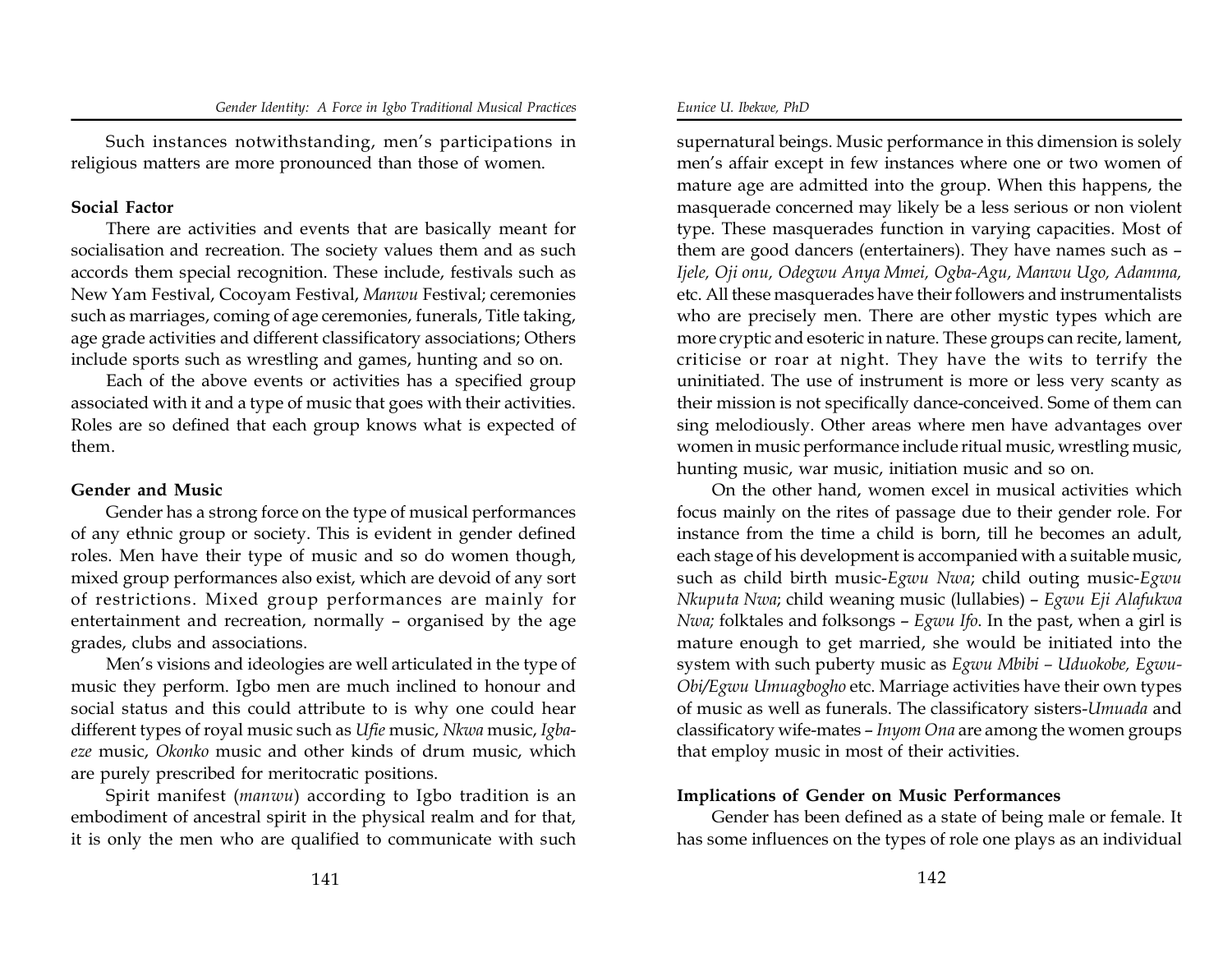Such instances notwithstanding, men's participations in religious matters are more pronounced than those of women.

**Social Factor**

There are activities and events that are basically meant for socialisation and recreation. The society values them and as such accords them special recognition. These include, festivals such as New Yam Festival, Cocoyam Festival, *Manwu* Festival; ceremonies such as marriages, coming of age ceremonies, funerals, Title taking, age grade activities and different classificatory associations; Others include sports such as wrestling and games, hunting and so on.

Each of the above events or activities has a specified group associated with it and a type of music that goes with their activities. Roles are so defined that each group knows what is expected of them.

**Gender and Music**

Gender has a strong force on the type of musical performances of any ethnic group or society. This is evident in gender defined roles. Men have their type of music and so do women though, mixed group performances also exist, which are devoid of any sort of restrictions. Mixed group performances are mainly for entertainment and recreation, normally – organised by the age grades, clubs and associations.

Men's visions and ideologies are well articulated in the type of music they perform. Igbo men are much inclined to honour and social status and this could attribute to is why one could hear different types of royal music such as *Ufie* music, *Nkwa* music, *Igba-eze* music, *Okonko* music and other kinds of drum music, which are purely prescribed for meritocratic positions.

Spirit manifest (*manwu*) according to Igbo tradition is an embodiment of ancestral spirit in the physical realm and for that, it is only the men who are qualified to communicate with such supernatural beings. Music performance in this dimension is solely men's affair except in few instances where one or two women of mature age are admitted into the group. When this happens, the masquerade concerned may likely be a less serious or non violent type. These masquerades function in varying capacities. Most of them are good dancers (entertainers). They have names such as – *Ijele, Oji onu, Odegwu Anya Mmei, Ogba-Agu, Manwu Ugo, Adamma,* etc. All these masquerades have their followers and instrumentalists who are precisely men. There are other mystic types which are more cryptic and esoteric in nature. These groups can recite, lament, criticise or roar at night. They have the wits to terrify the uninitiated. The use of instrument is more or less very scanty as their mission is not specifically dance-conceived. Some of them can sing melodiously. Other areas where men have advantages over women in music performance include ritual music, wrestling music, hunting music, war music, initiation music and so on.

On the other hand, women excel in musical activities which focus mainly on the rites of passage due to their gender role. For instance from the time a child is born, till he becomes an adult, each stage of his development is accompanied with a suitable music, such as child birth music-*Egwu Nwa*; child outing music-*Egwu Nkuputa Nwa*; child weaning music (lullabies) – *Egwu Eji Alafukwa Nwa;* folktales and folksongs – *Egwu Ifo*. In the past, when a girl is mature enough to get married, she would be initiated into the system with such puberty music as *Egwu Mbibi – Uduokobe, Egwu-Obi/Egwu Umuagbogho* etc. Marriage activities have their own types of music as well as funerals. The classificatory sisters-*Umuada* and classificatory wife-mates – *Inyom Ona* are among the women groups that employ music in most of their activities.

**Implications of Gender on Music Performances**

Gender has been defined as a state of being male or female. It has some influences on the types of role one plays as an individual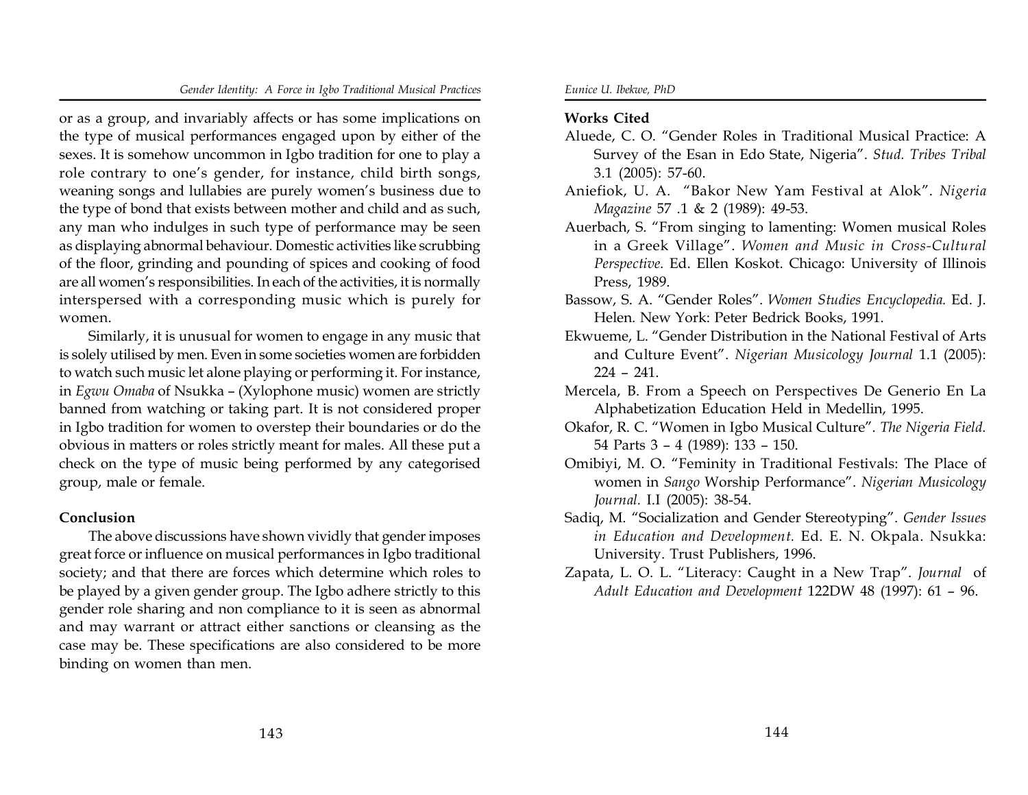or as a group, and invariably affects or has some implications on the type of musical performances engaged upon by either of the sexes. It is somehow uncommon in Igbo tradition for one to play a role contrary to one's gender, for instance, child birth songs, weaning songs and lullabies are purely women's business due to the type of bond that exists between mother and child and as such, any man who indulges in such type of performance may be seen as displaying abnormal behaviour. Domestic activities like scrubbing of the floor, grinding and pounding of spices and cooking of food are all women's responsibilities. In each of the activities, it is normally interspersed with a corresponding music which is purely for women.

Similarly, it is unusual for women to engage in any music that is solely utilised by men. Even in some societies women are forbidden to watch such music let alone playing or performing it. For instance, in *Egwu Omaba* of Nsukka – (Xylophone music) women are strictly banned from watching or taking part. It is not considered proper in Igbo tradition for women to overstep their boundaries or do the obvious in matters or roles strictly meant for males. All these put a check on the type of music being performed by any categorised group, male or female.

## Conclusion

The above discussions have shown vividly that gender imposes great force or influence on musical performances in Igbo traditional society; and that there are forces which determine which roles to be played by a given gender group. The Igbo adhere strictly to this gender role sharing and non compliance to it is seen as abnormal and may warrant or attract either sanctions or cleansing as the case may be. These specifications are also considered to be more binding on women than men.

## Works Cited

Aluede, C. O. "Gender Roles in Traditional Musical Practice: A Survey of the Esan in Edo State, Nigeria". *Stud. Tribes Tribal* 3.1 (2005): 57-60.

Aniefiok, U. A. "Bakor New Yam Festival at Alok". *Nigeria Magazine* 57 .1 & 2 (1989): 49-53.

Auerbach, S. "From singing to lamenting: Women musical Roles in a Greek Village". *Women and Music in Cross-Cultural Perspective*. Ed. Ellen Koskot. Chicago: University of Illinois Press, 1989.

Bassow, S. A. "Gender Roles". *Women Studies Encyclopedia.* Ed. J. Helen. New York: Peter Bedrick Books, 1991.

Ekwueme, L. "Gender Distribution in the National Festival of Arts and Culture Event". *Nigerian Musicology Journal* 1.1 (2005): 224 – 241.

Mercela, B. From a Speech on Perspectives De Generio En La Alphabetization Education Held in Medellin, 1995.

Okafor, R. C. "Women in Igbo Musical Culture". *The Nigeria Field.* 54 Parts 3 – 4 (1989): 133 – 150.

Omibiyi, M. O. "Feminity in Traditional Festivals: The Place of women in *Sango* Worship Performance". *Nigerian Musicology Journal.* I.I (2005): 38-54.

Sadiq, M. "Socialization and Gender Stereotyping". *Gender Issues in Education and Development.* Ed. E. N. Okpala. Nsukka: University. Trust Publishers, 1996.

Zapata, L. O. L. "Literacy: Caught in a New Trap". *Journal* of *Adult Education and Development* 122DW 48 (1997): 61 – 96.